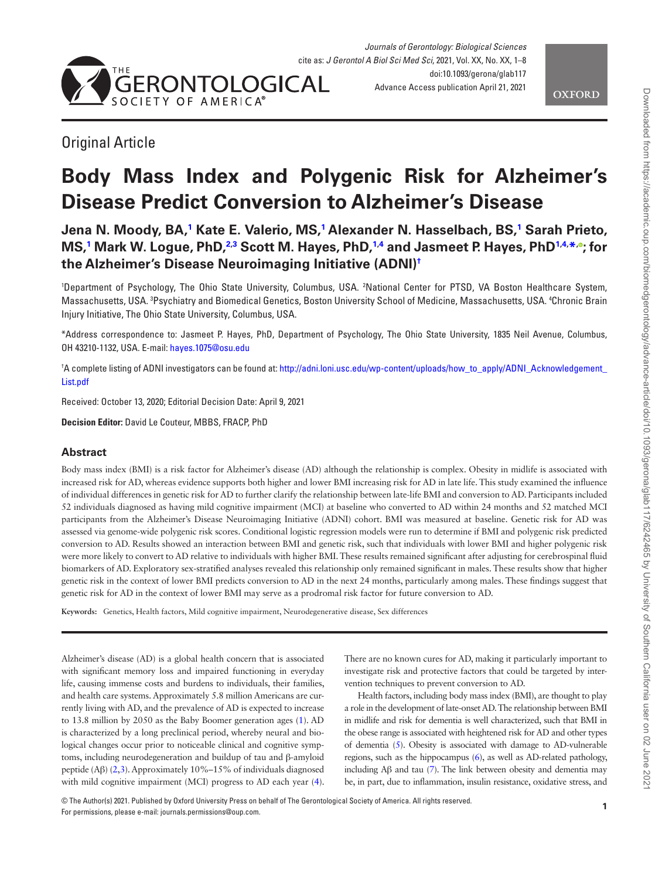Original Article

# Body Mass Index and Polygenic Risk for Alzheimer's Disease Predict Conversion to Alzheimer's Disease

**Jena N. Moody, BA,[1] Kate E. Valerio, MS,[1] Alexander N. Hasselbach, BS,[1] Sarah Prieto, MS,[1] Mark W. Logue, PhD,[2,3] Scott M. Hayes, PhD,[1,4] and Jasmeet P. Hayes, PhD[1,4,*]; for the Alzheimer's Disease Neuroimaging Initiative (ADNI)[†]**

[1]Department of Psychology, The Ohio State University, Columbus, USA. [2]National Center for PTSD, VA Boston Healthcare System, Massachusetts, USA. [3]Psychiatry and Biomedical Genetics, Boston University School of Medicine, Massachusetts, USA. [4]Chronic Brain Injury Initiative, The Ohio State University, Columbus, USA.

*Address correspondence to: Jasmeet P. Hayes, PhD, Department of Psychology, The Ohio State University, 1835 Neil Avenue, Columbus, OH 43210-1132, USA. E-mail: hayes.1075@osu.edu

[†]A complete listing of ADNI investigators can be found at: http://adni.loni.usc.edu/wp-content/uploads/how_to_apply/ADNI_Acknowledgement_List.pdf

Received: October 13, 2020; Editorial Decision Date: April 9, 2021

**Decision Editor:** David Le Couteur, MBBS, FRACP, PhD

## Abstract

Body mass index (BMI) is a risk factor for Alzheimer's disease (AD) although the relationship is complex. Obesity in midlife is associated with increased risk for AD, whereas evidence supports both higher and lower BMI increasing risk for AD in late life. This study examined the influence of individual differences in genetic risk for AD to further clarify the relationship between late-life BMI and conversion to AD. Participants included 52 individuals diagnosed as having mild cognitive impairment (MCI) at baseline who converted to AD within 24 months and 52 matched MCI participants from the Alzheimer's Disease Neuroimaging Initiative (ADNI) cohort. BMI was measured at baseline. Genetic risk for AD was assessed via genome-wide polygenic risk scores. Conditional logistic regression models were run to determine if BMI and polygenic risk predicted conversion to AD. Results showed an interaction between BMI and genetic risk, such that individuals with lower BMI and higher polygenic risk were more likely to convert to AD relative to individuals with higher BMI. These results remained significant after adjusting for cerebrospinal fluid biomarkers of AD. Exploratory sex-stratified analyses revealed this relationship only remained significant in males. These results show that higher genetic risk in the context of lower BMI predicts conversion to AD in the next 24 months, particularly among males. These findings suggest that genetic risk for AD in the context of lower BMI may serve as a prodromal risk factor for future conversion to AD.

**Keywords:** Genetics, Health factors, Mild cognitive impairment, Neurodegenerative disease, Sex differences

Alzheimer's disease (AD) is a global health concern that is associated with significant memory loss and impaired functioning in everyday life, causing immense costs and burdens to individuals, their families, and health care systems. Approximately 5.8 million Americans are currently living with AD, and the prevalence of AD is expected to increase to 13.8 million by 2050 as the Baby Boomer generation ages (1). AD is characterized by a long preclinical period, whereby neural and biological changes occur prior to noticeable clinical and cognitive symptoms, including neurodegeneration and buildup of tau and β-amyloid peptide (Aβ) (2,3). Approximately 10%–15% of individuals diagnosed with mild cognitive impairment (MCI) progress to AD each year (4). There are no known cures for AD, making it particularly important to investigate risk and protective factors that could be targeted by intervention techniques to prevent conversion to AD.

Health factors, including body mass index (BMI), are thought to play a role in the development of late-onset AD. The relationship between BMI in midlife and risk for dementia is well characterized, such that BMI in the obese range is associated with heightened risk for AD and other types of dementia (5). Obesity is associated with damage to AD-vulnerable regions, such as the hippocampus (6), as well as AD-related pathology, including Aβ and tau (7). The link between obesity and dementia may be, in part, due to inflammation, insulin resistance, oxidative stress, and

© The Author(s) 2021. Published by Oxford University Press on behalf of The Gerontological Society of America. All rights reserved.
For permissions, please e-mail: journals.permissions@oup.com.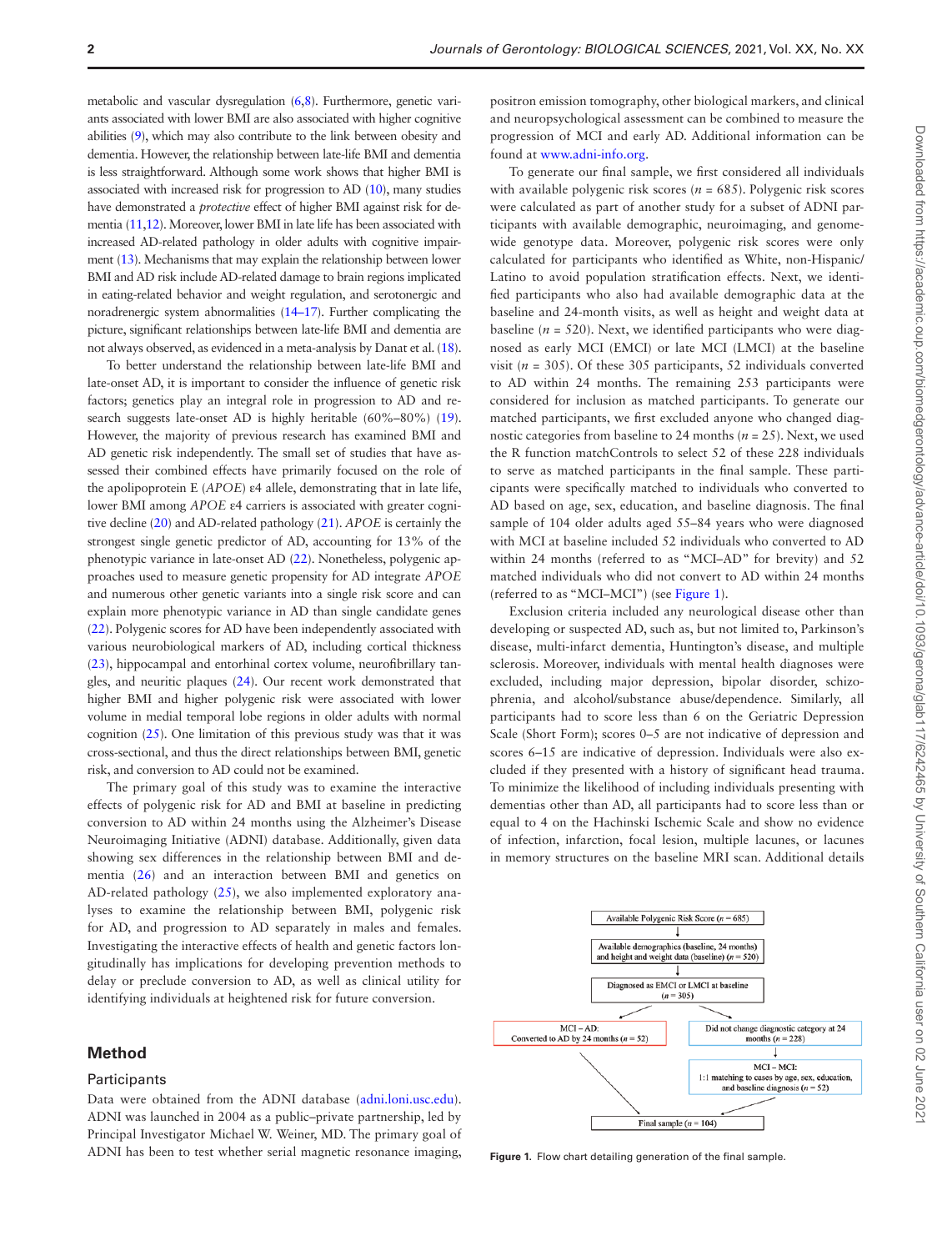metabolic and vascular dysregulation (6,8). Furthermore, genetic variants associated with lower BMI are also associated with higher cognitive abilities (9), which may also contribute to the link between obesity and dementia. However, the relationship between late-life BMI and dementia is less straightforward. Although some work shows that higher BMI is associated with increased risk for progression to AD (10), many studies have demonstrated a *protective* effect of higher BMI against risk for dementia (11,12). Moreover, lower BMI in late life has been associated with increased AD-related pathology in older adults with cognitive impairment (13). Mechanisms that may explain the relationship between lower BMI and AD risk include AD-related damage to brain regions implicated in eating-related behavior and weight regulation, and serotonergic and noradrenergic system abnormalities (14–17). Further complicating the picture, significant relationships between late-life BMI and dementia are not always observed, as evidenced in a meta-analysis by Danat et al. (18).

To better understand the relationship between late-life BMI and late-onset AD, it is important to consider the influence of genetic risk factors; genetics play an integral role in progression to AD and research suggests late-onset AD is highly heritable (60%–80%) (19). However, the majority of previous research has examined BMI and AD genetic risk independently. The small set of studies that have assessed their combined effects have primarily focused on the role of the apolipoprotein E (*APOE*) ε4 allele, demonstrating that in late life, lower BMI among *APOE* ε4 carriers is associated with greater cognitive decline (20) and AD-related pathology (21). *APOE* is certainly the strongest single genetic predictor of AD, accounting for 13% of the phenotypic variance in late-onset AD (22). Nonetheless, polygenic approaches used to measure genetic propensity for AD integrate *APOE* and numerous other genetic variants into a single risk score and can explain more phenotypic variance in AD than single candidate genes (22). Polygenic scores for AD have been independently associated with various neurobiological markers of AD, including cortical thickness (23), hippocampal and entorhinal cortex volume, neurofibrillary tangles, and neuritic plaques (24). Our recent work demonstrated that higher BMI and higher polygenic risk were associated with lower volume in medial temporal lobe regions in older adults with normal cognition (25). One limitation of this previous study was that it was cross-sectional, and thus the direct relationships between BMI, genetic risk, and conversion to AD could not be examined.

The primary goal of this study was to examine the interactive effects of polygenic risk for AD and BMI at baseline in predicting conversion to AD within 24 months using the Alzheimer's Disease Neuroimaging Initiative (ADNI) database. Additionally, given data showing sex differences in the relationship between BMI and dementia (26) and an interaction between BMI and genetics on AD-related pathology (25), we also implemented exploratory analyses to examine the relationship between BMI, polygenic risk for AD, and progression to AD separately in males and females. Investigating the interactive effects of health and genetic factors longitudinally has implications for developing prevention methods to delay or preclude conversion to AD, as well as clinical utility for identifying individuals at heightened risk for future conversion.

## Method

### Participants

Data were obtained from the ADNI database (adni.loni.usc.edu). ADNI was launched in 2004 as a public–private partnership, led by Principal Investigator Michael W. Weiner, MD. The primary goal of ADNI has been to test whether serial magnetic resonance imaging, positron emission tomography, other biological markers, and clinical and neuropsychological assessment can be combined to measure the progression of MCI and early AD. Additional information can be found at www.adni-info.org.

To generate our final sample, we first considered all individuals with available polygenic risk scores ($n$ = 685). Polygenic risk scores were calculated as part of another study for a subset of ADNI participants with available demographic, neuroimaging, and genome-wide genotype data. Moreover, polygenic risk scores were only calculated for participants who identified as White, non-Hispanic/Latino to avoid population stratification effects. Next, we identified participants who also had available demographic data at the baseline and 24-month visits, as well as height and weight data at baseline ($n$ = 520). Next, we identified participants who were diagnosed as early MCI (EMCI) or late MCI (LMCI) at the baseline visit ($n$ = 305). Of these 305 participants, 52 individuals converted to AD within 24 months. The remaining 253 participants were considered for inclusion as matched participants. To generate our matched participants, we first excluded anyone who changed diagnostic categories from baseline to 24 months ($n$ = 25). Next, we used the R function matchControls to select 52 of these 228 individuals to serve as matched participants in the final sample. These participants were specifically matched to individuals who converted to AD based on age, sex, education, and baseline diagnosis. The final sample of 104 older adults aged 55–84 years who were diagnosed with MCI at baseline included 52 individuals who converted to AD within 24 months (referred to as "MCI–AD" for brevity) and 52 matched individuals who did not convert to AD within 24 months (referred to as "MCI–MCI") (see Figure 1).

Exclusion criteria included any neurological disease other than developing or suspected AD, such as, but not limited to, Parkinson's disease, multi-infarct dementia, Huntington's disease, and multiple sclerosis. Moreover, individuals with mental health diagnoses were excluded, including major depression, bipolar disorder, schizophrenia, and alcohol/substance abuse/dependence. Similarly, all participants had to score less than 6 on the Geriatric Depression Scale (Short Form); scores 0–5 are not indicative of depression and scores 6–15 are indicative of depression. Individuals were also excluded if they presented with a history of significant head trauma. To minimize the likelihood of including individuals presenting with dementias other than AD, all participants had to score less than or equal to 4 on the Hachinski Ischemic Scale and show no evidence of infection, infarction, focal lesion, multiple lacunes, or lacunes in memory structures on the baseline MRI scan. Additional details

Available Polygenic Risk Score ($n$ = 685)
↓
Available demographics (baseline, 24 months) and height and weight data (baseline) ($n$ = 520)
↓
Diagnosed as EMCI or LMCI at baseline ($n$ = 305)

MCI – AD: Converted to AD by 24 months ($n$ = 52)

Did not change diagnostic category at 24 months ($n$ = 228)
↓
MCI – MCI: 1:1 matching to cases by age, sex, education, and baseline diagnosis ($n$ = 52)

Final sample ($n$ = 104)

**Figure 1.** Flow chart detailing generation of the final sample.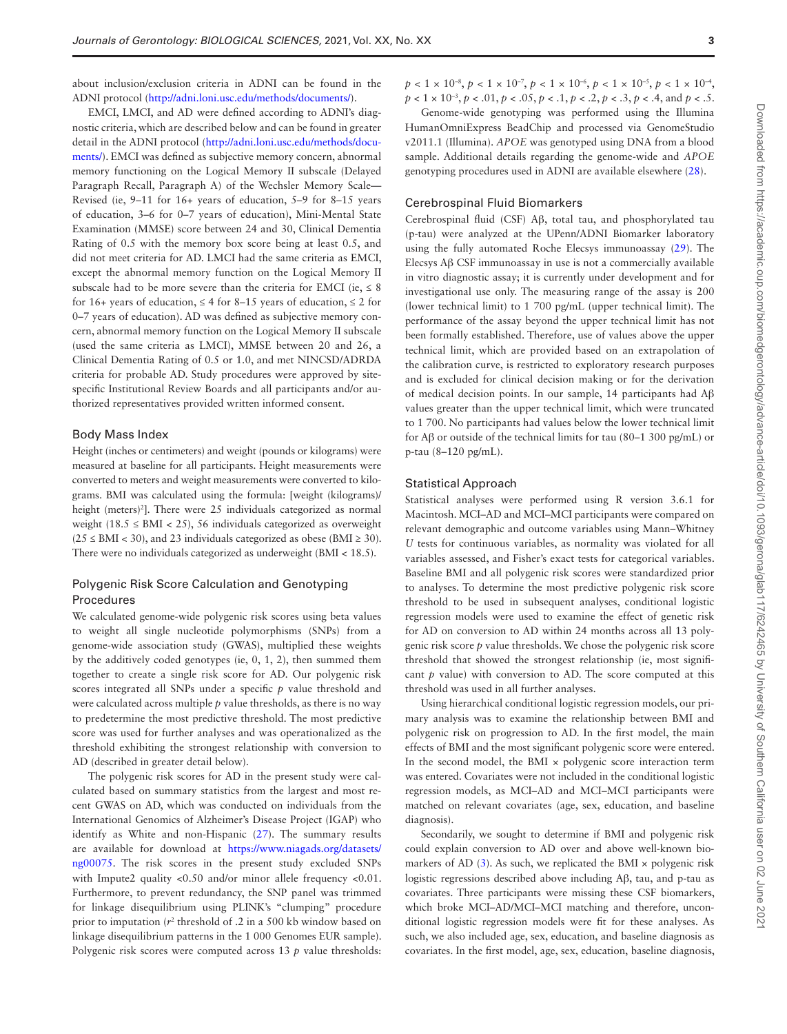about inclusion/exclusion criteria in ADNI can be found in the ADNI protocol (http://adni.loni.usc.edu/methods/documents/).

EMCI, LMCI, and AD were defined according to ADNI's diagnostic criteria, which are described below and can be found in greater detail in the ADNI protocol (http://adni.loni.usc.edu/methods/documents/). EMCI was defined as subjective memory concern, abnormal memory functioning on the Logical Memory II subscale (Delayed Paragraph Recall, Paragraph A) of the Wechsler Memory Scale—Revised (ie, 9–11 for 16+ years of education, 5–9 for 8–15 years of education, 3–6 for 0–7 years of education), Mini-Mental State Examination (MMSE) score between 24 and 30, Clinical Dementia Rating of 0.5 with the memory box score being at least 0.5, and did not meet criteria for AD. LMCI had the same criteria as EMCI, except the abnormal memory function on the Logical Memory II subscale had to be more severe than the criteria for EMCI (ie, ≤ 8 for 16+ years of education, ≤ 4 for 8–15 years of education, ≤ 2 for 0–7 years of education). AD was defined as subjective memory concern, abnormal memory function on the Logical Memory II subscale (used the same criteria as LMCI), MMSE between 20 and 26, a Clinical Dementia Rating of 0.5 or 1.0, and met NINCSD/ADRDA criteria for probable AD. Study procedures were approved by site-specific Institutional Review Boards and all participants and/or authorized representatives provided written informed consent.

## Body Mass Index

Height (inches or centimeters) and weight (pounds or kilograms) were measured at baseline for all participants. Height measurements were converted to meters and weight measurements were converted to kilograms. BMI was calculated using the formula: [weight (kilograms)/height (meters)$^2$]. There were 25 individuals categorized as normal weight (18.5 ≤ BMI < 25), 56 individuals categorized as overweight (25 ≤ BMI < 30), and 23 individuals categorized as obese (BMI ≥ 30). There were no individuals categorized as underweight (BMI < 18.5).

## Polygenic Risk Score Calculation and Genotyping Procedures

We calculated genome-wide polygenic risk scores using beta values to weight all single nucleotide polymorphisms (SNPs) from a genome-wide association study (GWAS), multiplied these weights by the additively coded genotypes (ie, 0, 1, 2), then summed them together to create a single risk score for AD. Our polygenic risk scores integrated all SNPs under a specific *p* value threshold and were calculated across multiple *p* value thresholds, as there is no way to predetermine the most predictive threshold. The most predictive score was used for further analyses and was operationalized as the threshold exhibiting the strongest relationship with conversion to AD (described in greater detail below).

The polygenic risk scores for AD in the present study were calculated based on summary statistics from the largest and most recent GWAS on AD, which was conducted on individuals from the International Genomics of Alzheimer's Disease Project (IGAP) who identify as White and non-Hispanic (27). The summary results are available for download at https://www.niagads.org/datasets/ng00075. The risk scores in the present study excluded SNPs with Impute2 quality <0.50 and/or minor allele frequency <0.01. Furthermore, to prevent redundancy, the SNP panel was trimmed for linkage disequilibrium using PLINK's "clumping" procedure prior to imputation ($r^2$ threshold of .2 in a 500 kb window based on linkage disequilibrium patterns in the 1 000 Genomes EUR sample). Polygenic risk scores were computed across 13 *p* value thresholds: $p < 1 \times 10^{-8}$, $p < 1 \times 10^{-7}$, $p < 1 \times 10^{-6}$, $p < 1 \times 10^{-5}$, $p < 1 \times 10^{-4}$, $p < 1 \times 10^{-3}$, $p < .01$, $p < .05$, $p < .1$, $p < .2$, $p < .3$, $p < .4$, and $p < .5$.

Genome-wide genotyping was performed using the Illumina HumanOmniExpress BeadChip and processed via GenomeStudio v2011.1 (Illumina). *APOE* was genotyped using DNA from a blood sample. Additional details regarding the genome-wide and *APOE* genotyping procedures used in ADNI are available elsewhere (28).

## Cerebrospinal Fluid Biomarkers

Cerebrospinal fluid (CSF) Aβ, total tau, and phosphorylated tau (p-tau) were analyzed at the UPenn/ADNI Biomarker laboratory using the fully automated Roche Elecsys immunoassay (29). The Elecsys Aβ CSF immunoassay in use is not a commercially available in vitro diagnostic assay; it is currently under development and for investigational use only. The measuring range of the assay is 200 (lower technical limit) to 1 700 pg/mL (upper technical limit). The performance of the assay beyond the upper technical limit has not been formally established. Therefore, use of values above the upper technical limit, which are provided based on an extrapolation of the calibration curve, is restricted to exploratory research purposes and is excluded for clinical decision making or for the derivation of medical decision points. In our sample, 14 participants had Aβ values greater than the upper technical limit, which were truncated to 1 700. No participants had values below the lower technical limit for Aβ or outside of the technical limits for tau (80–1 300 pg/mL) or p-tau (8–120 pg/mL).

## Statistical Approach

Statistical analyses were performed using R version 3.6.1 for Macintosh. MCI–AD and MCI–MCI participants were compared on relevant demographic and outcome variables using Mann–Whitney *U* tests for continuous variables, as normality was violated for all variables assessed, and Fisher's exact tests for categorical variables. Baseline BMI and all polygenic risk scores were standardized prior to analyses. To determine the most predictive polygenic risk score threshold to be used in subsequent analyses, conditional logistic regression models were used to examine the effect of genetic risk for AD on conversion to AD within 24 months across all 13 polygenic risk score *p* value thresholds. We chose the polygenic risk score threshold that showed the strongest relationship (ie, most significant *p* value) with conversion to AD. The score computed at this threshold was used in all further analyses.

Using hierarchical conditional logistic regression models, our primary analysis was to examine the relationship between BMI and polygenic risk on progression to AD. In the first model, the main effects of BMI and the most significant polygenic score were entered. In the second model, the BMI × polygenic score interaction term was entered. Covariates were not included in the conditional logistic regression models, as MCI–AD and MCI–MCI participants were matched on relevant covariates (age, sex, education, and baseline diagnosis).

Secondarily, we sought to determine if BMI and polygenic risk could explain conversion to AD over and above well-known biomarkers of AD (3). As such, we replicated the BMI × polygenic risk logistic regressions described above including Aβ, tau, and p-tau as covariates. Three participants were missing these CSF biomarkers, which broke MCI–AD/MCI–MCI matching and therefore, unconditional logistic regression models were fit for these analyses. As such, we also included age, sex, education, and baseline diagnosis as covariates. In the first model, age, sex, education, baseline diagnosis,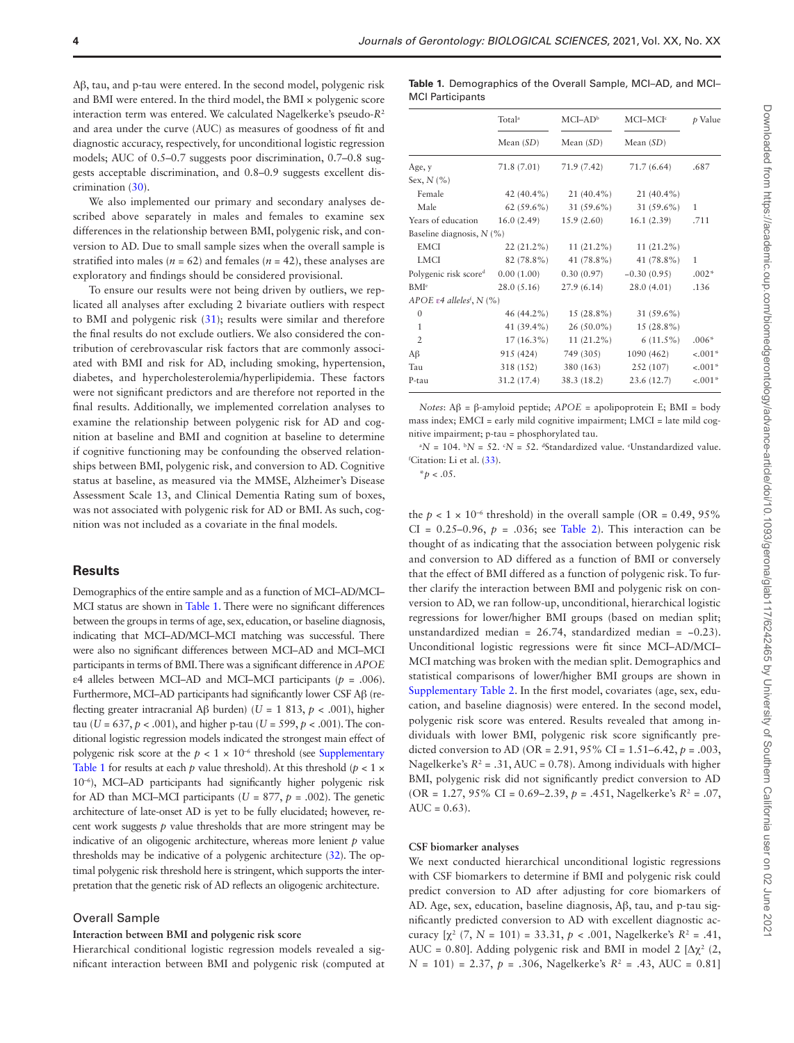Aβ, tau, and p-tau were entered. In the second model, polygenic risk and BMI were entered. In the third model, the BMI × polygenic score interaction term was entered. We calculated Nagelkerke's pseudo-$R^2$ and area under the curve (AUC) as measures of goodness of fit and diagnostic accuracy, respectively, for unconditional logistic regression models; AUC of 0.5–0.7 suggests poor discrimination, 0.7–0.8 suggests acceptable discrimination, and 0.8–0.9 suggests excellent discrimination (30).

We also implemented our primary and secondary analyses described above separately in males and females to examine sex differences in the relationship between BMI, polygenic risk, and conversion to AD. Due to small sample sizes when the overall sample is stratified into males ($n$ = 62) and females ($n$ = 42), these analyses are exploratory and findings should be considered provisional.

To ensure our results were not being driven by outliers, we replicated all analyses after excluding 2 bivariate outliers with respect to BMI and polygenic risk (31); results were similar and therefore the final results do not exclude outliers. We also considered the contribution of cerebrovascular risk factors that are commonly associated with BMI and risk for AD, including smoking, hypertension, diabetes, and hypercholesterolemia/hyperlipidemia. These factors were not significant predictors and are therefore not reported in the final results. Additionally, we implemented correlation analyses to examine the relationship between polygenic risk for AD and cognition at baseline and BMI and cognition at baseline to determine if cognitive functioning may be confounding the observed relationships between BMI, polygenic risk, and conversion to AD. Cognitive status at baseline, as measured via the MMSE, Alzheimer's Disease Assessment Scale 13, and Clinical Dementia Rating sum of boxes, was not associated with polygenic risk for AD or BMI. As such, cognition was not included as a covariate in the final models.

## Results

Demographics of the entire sample and as a function of MCI–AD/MCI–MCI status are shown in Table 1. There were no significant differences between the groups in terms of age, sex, education, or baseline diagnosis, indicating that MCI–AD/MCI–MCI matching was successful. There were also no significant differences between MCI–AD and MCI–MCI participants in terms of BMI. There was a significant difference in *APOE* ε4 alleles between MCI–AD and MCI–MCI participants ($p$ = .006). Furthermore, MCI–AD participants had significantly lower CSF Aβ (reflecting greater intracranial Aβ burden) ($U$ = 1 813, $p$ < .001), higher tau ($U$ = 637, $p$ < .001), and higher p-tau ($U$ = 599, $p$ < .001). The conditional logistic regression models indicated the strongest main effect of polygenic risk score at the $p < 1 \times 10^{-6}$ threshold (see Supplementary Table 1 for results at each $p$ value threshold). At this threshold ($p < 1 \times 10^{-6}$), MCI–AD participants had significantly higher polygenic risk for AD than MCI–MCI participants ($U$ = 877, $p$ = .002). The genetic architecture of late-onset AD is yet to be fully elucidated; however, recent work suggests $p$ value thresholds that are more stringent may be indicative of an oligogenic architecture, whereas more lenient $p$ value thresholds may be indicative of a polygenic architecture (32). The optimal polygenic risk threshold here is stringent, which supports the interpretation that the genetic risk of AD reflects an oligogenic architecture.

**Table 1.** Demographics of the Overall Sample, MCI–AD, and MCI–MCI Participants

| | Total[a] | MCI–AD[b] | MCI–MCI[c] | $p$ Value |
|---|---|---|---|---|
| | Mean (*SD*) | Mean (*SD*) | Mean (*SD*) | |
| Age, y | 71.8 (7.01) | 71.9 (7.42) | 71.7 (6.64) | .687 |
| Sex, *N* (%) | | | | |
| Female | 42 (40.4%) | 21 (40.4%) | 21 (40.4%) | |
| Male | 62 (59.6%) | 31 (59.6%) | 31 (59.6%) | 1 |
| Years of education | 16.0 (2.49) | 15.9 (2.60) | 16.1 (2.39) | .711 |
| Baseline diagnosis, *N* (%) | | | | |
| EMCI | 22 (21.2%) | 11 (21.2%) | 11 (21.2%) | |
| LMCI | 82 (78.8%) | 41 (78.8%) | 41 (78.8%) | 1 |
| Polygenic risk score[d] | 0.00 (1.00) | 0.30 (0.97) | −0.30 (0.95) | .002* |
| BMI[e] | 28.0 (5.16) | 27.9 (6.14) | 28.0 (4.01) | .136 |
| *APOE ε4 alleles*[f], *N* (%) | | | | |
| 0 | 46 (44.2%) | 15 (28.8%) | 31 (59.6%) | |
| 1 | 41 (39.4%) | 26 (50.0%) | 15 (28.8%) | |
| 2 | 17 (16.3%) | 11 (21.2%) | 6 (11.5%) | .006* |
| Aβ | 915 (424) | 749 (305) | 1090 (462) | <.001* |
| Tau | 318 (152) | 380 (163) | 252 (107) | <.001* |
| P-tau | 31.2 (17.4) | 38.3 (18.2) | 23.6 (12.7) | <.001* |

*Notes*: Aβ = β-amyloid peptide; *APOE* = apolipoprotein E; BMI = body mass index; EMCI = early mild cognitive impairment; LMCI = late mild cognitive impairment; p-tau = phosphorylated tau.

[a]N = 104. [b]N = 52. [c]N = 52. [d]Standardized value. [e]Unstandardized value. [f]Citation: Li et al. (33).

*$p$ < .05.

### Overall Sample

#### Interaction between BMI and polygenic risk score

Hierarchical conditional logistic regression models revealed a significant interaction between BMI and polygenic risk (computed at the $p < 1 \times 10^{-6}$ threshold) in the overall sample (OR = 0.49, 95% CI = 0.25–0.96, $p$ = .036; see Table 2). This interaction can be thought of as indicating that the association between polygenic risk and conversion to AD differed as a function of BMI or conversely that the effect of BMI differed as a function of polygenic risk. To further clarify the interaction between BMI and polygenic risk on conversion to AD, we ran follow-up, unconditional, hierarchical logistic regressions for lower/higher BMI groups (based on median split; unstandardized median = 26.74, standardized median = −0.23). Unconditional logistic regressions were fit since MCI–AD/MCI–MCI matching was broken with the median split. Demographics and statistical comparisons of lower/higher BMI groups are shown in Supplementary Table 2. In the first model, covariates (age, sex, education, and baseline diagnosis) were entered. In the second model, polygenic risk score was entered. Results revealed that among individuals with lower BMI, polygenic risk score significantly predicted conversion to AD (OR = 2.91, 95% CI = 1.51–6.42, $p$ = .003, Nagelkerke's $R^2$ = .31, AUC = 0.78). Among individuals with higher BMI, polygenic risk did not significantly predict conversion to AD (OR = 1.27, 95% CI = 0.69–2.39, $p$ = .451, Nagelkerke's $R^2$ = .07, AUC = 0.63).

#### CSF biomarker analyses

We next conducted hierarchical unconditional logistic regressions with CSF biomarkers to determine if BMI and polygenic risk could predict conversion to AD after adjusting for core biomarkers of AD. Age, sex, education, baseline diagnosis, Aβ, tau, and p-tau significantly predicted conversion to AD with excellent diagnostic accuracy [$\chi^2$ (7, $N$ = 101) = 33.31, $p$ < .001, Nagelkerke's $R^2$ = .41, AUC = 0.80]. Adding polygenic risk and BMI in model 2 [$\Delta\chi^2$ (2, $N$ = 101) = 2.37, $p$ = .306, Nagelkerke's $R^2$ = .43, AUC = 0.81]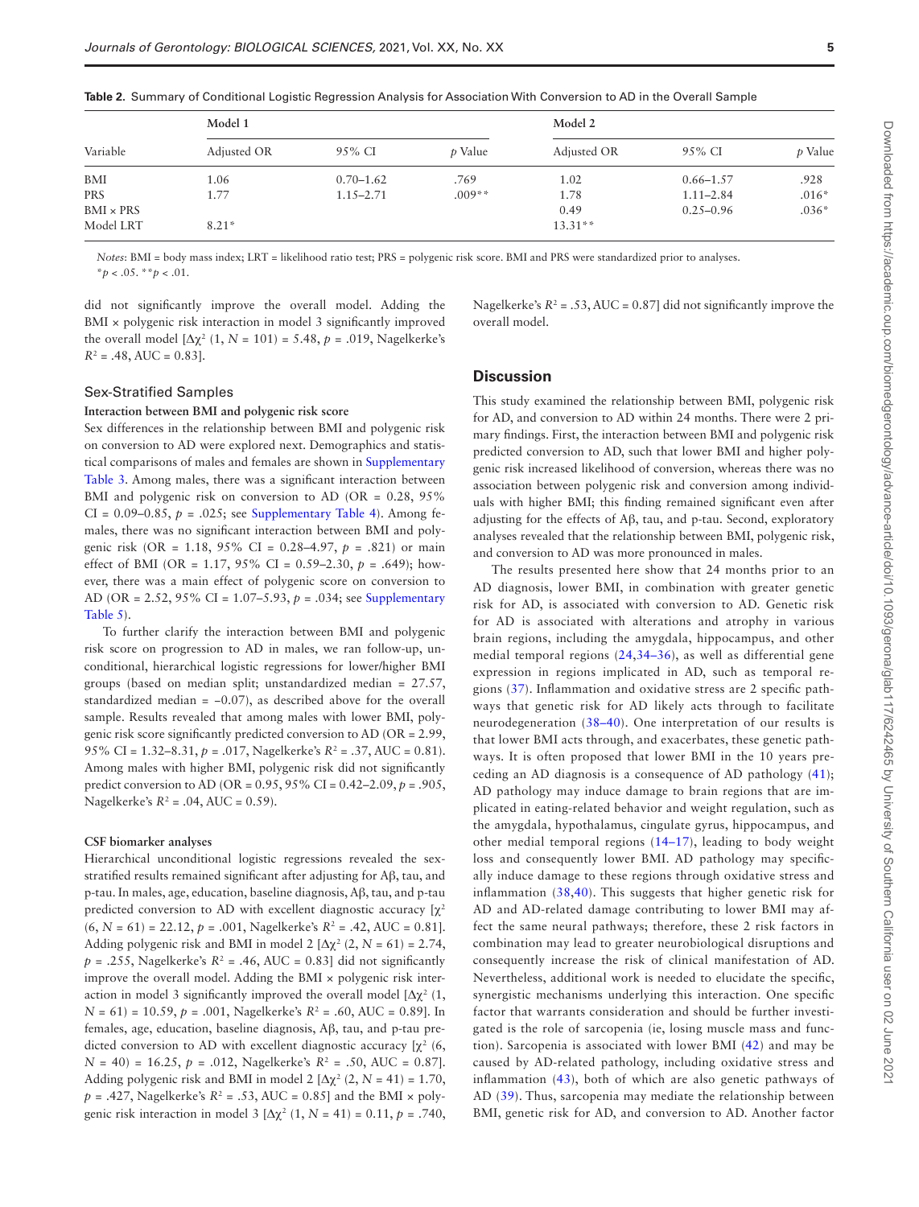**Table 2.** Summary of Conditional Logistic Regression Analysis for Association With Conversion to AD in the Overall Sample

| Variable | Model 1 | | | Model 2 | | |
|---|---|---|---|---|---|---|
| | Adjusted OR | 95% CI | *p* Value | Adjusted OR | 95% CI | *p* Value |
| BMI | 1.06 | 0.70–1.62 | .769 | 1.02 | 0.66–1.57 | .928 |
| PRS | 1.77 | 1.15–2.71 | .009** | 1.78 | 1.11–2.84 | .016* |
| BMI × PRS | | | | 0.49 | 0.25–0.96 | .036* |
| Model LRT | 8.21* | | | 13.31** | | |

*Notes*: BMI = body mass index; LRT = likelihood ratio test; PRS = polygenic risk score. BMI and PRS were standardized prior to analyses.
*$p < .05$. **$p < .01$.

did not significantly improve the overall model. Adding the BMI × polygenic risk interaction in model 3 significantly improved the overall model [$\Delta\chi^2$ (1, $N$ = 101) = 5.48, $p$ = .019, Nagelkerke's $R^2$ = .48, AUC = 0.83].

## Sex-Stratified Samples

### Interaction between BMI and polygenic risk score

Sex differences in the relationship between BMI and polygenic risk on conversion to AD were explored next. Demographics and statistical comparisons of males and females are shown in Supplementary Table 3. Among males, there was a significant interaction between BMI and polygenic risk on conversion to AD (OR = 0.28, 95% CI = 0.09–0.85, $p$ = .025; see Supplementary Table 4). Among females, there was no significant interaction between BMI and polygenic risk (OR = 1.18, 95% CI = 0.28–4.97, $p$ = .821) or main effect of BMI (OR = 1.17, 95% CI = 0.59–2.30, $p$ = .649); however, there was a main effect of polygenic score on conversion to AD (OR = 2.52, 95% CI = 1.07–5.93, $p$ = .034; see Supplementary Table 5).

To further clarify the interaction between BMI and polygenic risk score on progression to AD in males, we ran follow-up, unconditional, hierarchical logistic regressions for lower/higher BMI groups (based on median split; unstandardized median = 27.57, standardized median = −0.07), as described above for the overall sample. Results revealed that among males with lower BMI, polygenic risk score significantly predicted conversion to AD (OR = 2.99, 95% CI = 1.32–8.31, $p$ = .017, Nagelkerke's $R^2$ = .37, AUC = 0.81). Among males with higher BMI, polygenic risk did not significantly predict conversion to AD (OR = 0.95, 95% CI = 0.42–2.09, $p$ = .905, Nagelkerke's $R^2$ = .04, AUC = 0.59).

### CSF biomarker analyses

Hierarchical unconditional logistic regressions revealed the sex-stratified results remained significant after adjusting for Aβ, tau, and p-tau. In males, age, education, baseline diagnosis, Aβ, tau, and p-tau predicted conversion to AD with excellent diagnostic accuracy [$\chi^2$ (6, $N$ = 61) = 22.12, $p$ = .001, Nagelkerke's $R^2$ = .42, AUC = 0.81]. Adding polygenic risk and BMI in model 2 [$\Delta\chi^2$ (2, $N$ = 61) = 2.74, $p$ = .255, Nagelkerke's $R^2$ = .46, AUC = 0.83] did not significantly improve the overall model. Adding the BMI × polygenic risk interaction in model 3 significantly improved the overall model [$\Delta\chi^2$ (1, $N$ = 61) = 10.59, $p$ = .001, Nagelkerke's $R^2$ = .60, AUC = 0.89]. In females, age, education, baseline diagnosis, Aβ, tau, and p-tau predicted conversion to AD with excellent diagnostic accuracy [$\chi^2$ (6, $N$ = 40) = 16.25, $p$ = .012, Nagelkerke's $R^2$ = .50, AUC = 0.87]. Adding polygenic risk and BMI in model 2 [$\Delta\chi^2$ (2, $N$ = 41) = 1.70, $p$ = .427, Nagelkerke's $R^2$ = .53, AUC = 0.85] and the BMI × polygenic risk interaction in model 3 [$\Delta\chi^2$ (1, $N$ = 41) = 0.11, $p$ = .740, Nagelkerke's $R^2$ = .53, AUC = 0.87] did not significantly improve the overall model.

## Discussion

This study examined the relationship between BMI, polygenic risk for AD, and conversion to AD within 24 months. There were 2 primary findings. First, the interaction between BMI and polygenic risk predicted conversion to AD, such that lower BMI and higher polygenic risk increased likelihood of conversion, whereas there was no association between polygenic risk and conversion among individuals with higher BMI; this finding remained significant even after adjusting for the effects of Aβ, tau, and p-tau. Second, exploratory analyses revealed that the relationship between BMI, polygenic risk, and conversion to AD was more pronounced in males.

The results presented here show that 24 months prior to an AD diagnosis, lower BMI, in combination with greater genetic risk for AD, is associated with conversion to AD. Genetic risk for AD is associated with alterations and atrophy in various brain regions, including the amygdala, hippocampus, and other medial temporal regions (24,34–36), as well as differential gene expression in regions implicated in AD, such as temporal regions (37). Inflammation and oxidative stress are 2 specific pathways that genetic risk for AD likely acts through to facilitate neurodegeneration (38–40). One interpretation of our results is that lower BMI acts through, and exacerbates, these genetic pathways. It is often proposed that lower BMI in the 10 years preceding an AD diagnosis is a consequence of AD pathology (41); AD pathology may induce damage to brain regions that are implicated in eating-related behavior and weight regulation, such as the amygdala, hypothalamus, cingulate gyrus, hippocampus, and other medial temporal regions (14–17), leading to body weight loss and consequently lower BMI. AD pathology may specifically induce damage to these regions through oxidative stress and inflammation (38,40). This suggests that higher genetic risk for AD and AD-related damage contributing to lower BMI may affect the same neural pathways; therefore, these 2 risk factors in combination may lead to greater neurobiological disruptions and consequently increase the risk of clinical manifestation of AD. Nevertheless, additional work is needed to elucidate the specific, synergistic mechanisms underlying this interaction. One specific factor that warrants consideration and should be further investigated is the role of sarcopenia (ie, losing muscle mass and function). Sarcopenia is associated with lower BMI (42) and may be caused by AD-related pathology, including oxidative stress and inflammation (43), both of which are also genetic pathways of AD (39). Thus, sarcopenia may mediate the relationship between BMI, genetic risk for AD, and conversion to AD. Another factor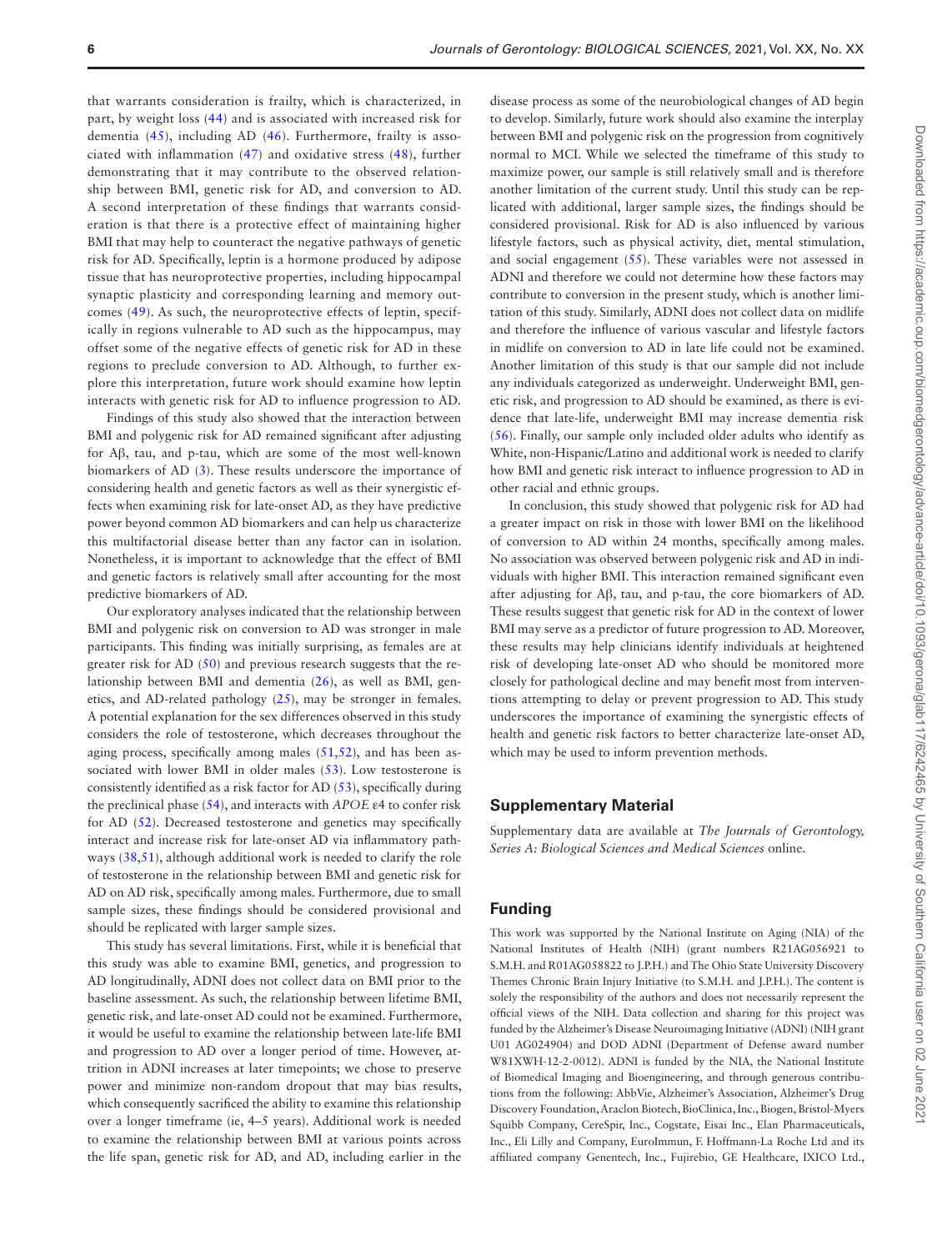that warrants consideration is frailty, which is characterized, in part, by weight loss (44) and is associated with increased risk for dementia (45), including AD (46). Furthermore, frailty is associated with inflammation (47) and oxidative stress (48), further demonstrating that it may contribute to the observed relationship between BMI, genetic risk for AD, and conversion to AD. A second interpretation of these findings that warrants consideration is that there is a protective effect of maintaining higher BMI that may help to counteract the negative pathways of genetic risk for AD. Specifically, leptin is a hormone produced by adipose tissue that has neuroprotective properties, including hippocampal synaptic plasticity and corresponding learning and memory outcomes (49). As such, the neuroprotective effects of leptin, specifically in regions vulnerable to AD such as the hippocampus, may offset some of the negative effects of genetic risk for AD in these regions to preclude conversion to AD. Although, to further explore this interpretation, future work should examine how leptin interacts with genetic risk for AD to influence progression to AD.

Findings of this study also showed that the interaction between BMI and polygenic risk for AD remained significant after adjusting for Aβ, tau, and p-tau, which are some of the most well-known biomarkers of AD (3). These results underscore the importance of considering health and genetic factors as well as their synergistic effects when examining risk for late-onset AD, as they have predictive power beyond common AD biomarkers and can help us characterize this multifactorial disease better than any factor can in isolation. Nonetheless, it is important to acknowledge that the effect of BMI and genetic factors is relatively small after accounting for the most predictive biomarkers of AD.

Our exploratory analyses indicated that the relationship between BMI and polygenic risk on conversion to AD was stronger in male participants. This finding was initially surprising, as females are at greater risk for AD (50) and previous research suggests that the relationship between BMI and dementia (26), as well as BMI, genetics, and AD-related pathology (25), may be stronger in females. A potential explanation for the sex differences observed in this study considers the role of testosterone, which decreases throughout the aging process, specifically among males (51,52), and has been associated with lower BMI in older males (53). Low testosterone is consistently identified as a risk factor for AD (53), specifically during the preclinical phase (54), and interacts with *APOE* ε4 to confer risk for AD (52). Decreased testosterone and genetics may specifically interact and increase risk for late-onset AD via inflammatory pathways (38,51), although additional work is needed to clarify the role of testosterone in the relationship between BMI and genetic risk for AD on AD risk, specifically among males. Furthermore, due to small sample sizes, these findings should be considered provisional and should be replicated with larger sample sizes.

This study has several limitations. First, while it is beneficial that this study was able to examine BMI, genetics, and progression to AD longitudinally, ADNI does not collect data on BMI prior to the baseline assessment. As such, the relationship between lifetime BMI, genetic risk, and late-onset AD could not be examined. Furthermore, it would be useful to examine the relationship between late-life BMI and progression to AD over a longer period of time. However, attrition in ADNI increases at later timepoints; we chose to preserve power and minimize non-random dropout that may bias results, which consequently sacrificed the ability to examine this relationship over a longer timeframe (ie, 4–5 years). Additional work is needed to examine the relationship between BMI at various points across the life span, genetic risk for AD, and AD, including earlier in the disease process as some of the neurobiological changes of AD begin to develop. Similarly, future work should also examine the interplay between BMI and polygenic risk on the progression from cognitively normal to MCI. While we selected the timeframe of this study to maximize power, our sample is still relatively small and is therefore another limitation of the current study. Until this study can be replicated with additional, larger sample sizes, the findings should be considered provisional. Risk for AD is also influenced by various lifestyle factors, such as physical activity, diet, mental stimulation, and social engagement (55). These variables were not assessed in ADNI and therefore we could not determine how these factors may contribute to conversion in the present study, which is another limitation of this study. Similarly, ADNI does not collect data on midlife and therefore the influence of various vascular and lifestyle factors in midlife on conversion to AD in late life could not be examined. Another limitation of this study is that our sample did not include any individuals categorized as underweight. Underweight BMI, genetic risk, and progression to AD should be examined, as there is evidence that late-life, underweight BMI may increase dementia risk (56). Finally, our sample only included older adults who identify as White, non-Hispanic/Latino and additional work is needed to clarify how BMI and genetic risk interact to influence progression to AD in other racial and ethnic groups.

In conclusion, this study showed that polygenic risk for AD had a greater impact on risk in those with lower BMI on the likelihood of conversion to AD within 24 months, specifically among males. No association was observed between polygenic risk and AD in individuals with higher BMI. This interaction remained significant even after adjusting for Aβ, tau, and p-tau, the core biomarkers of AD. These results suggest that genetic risk for AD in the context of lower BMI may serve as a predictor of future progression to AD. Moreover, these results may help clinicians identify individuals at heightened risk of developing late-onset AD who should be monitored more closely for pathological decline and may benefit most from interventions attempting to delay or prevent progression to AD. This study underscores the importance of examining the synergistic effects of health and genetic risk factors to better characterize late-onset AD, which may be used to inform prevention methods.

## Supplementary Material

Supplementary data are available at *The Journals of Gerontology, Series A: Biological Sciences and Medical Sciences* online.

## Funding

This work was supported by the National Institute on Aging (NIA) of the National Institutes of Health (NIH) (grant numbers R21AG056921 to S.M.H. and R01AG058822 to J.P.H.) and The Ohio State University Discovery Themes Chronic Brain Injury Initiative (to S.M.H. and J.P.H.). The content is solely the responsibility of the authors and does not necessarily represent the official views of the NIH. Data collection and sharing for this project was funded by the Alzheimer's Disease Neuroimaging Initiative (ADNI) (NIH grant U01 AG024904) and DOD ADNI (Department of Defense award number W81XWH-12-2-0012). ADNI is funded by the NIA, the National Institute of Biomedical Imaging and Bioengineering, and through generous contributions from the following: AbbVie, Alzheimer's Association, Alzheimer's Drug Discovery Foundation, Araclon Biotech, BioClinica, Inc., Biogen, Bristol-Myers Squibb Company, CereSpir, Inc., Cogstate, Eisai Inc., Elan Pharmaceuticals, Inc., Eli Lilly and Company, EuroImmun, F. Hoffmann-La Roche Ltd and its affiliated company Genentech, Inc., Fujirebio, GE Healthcare, IXICO Ltd.,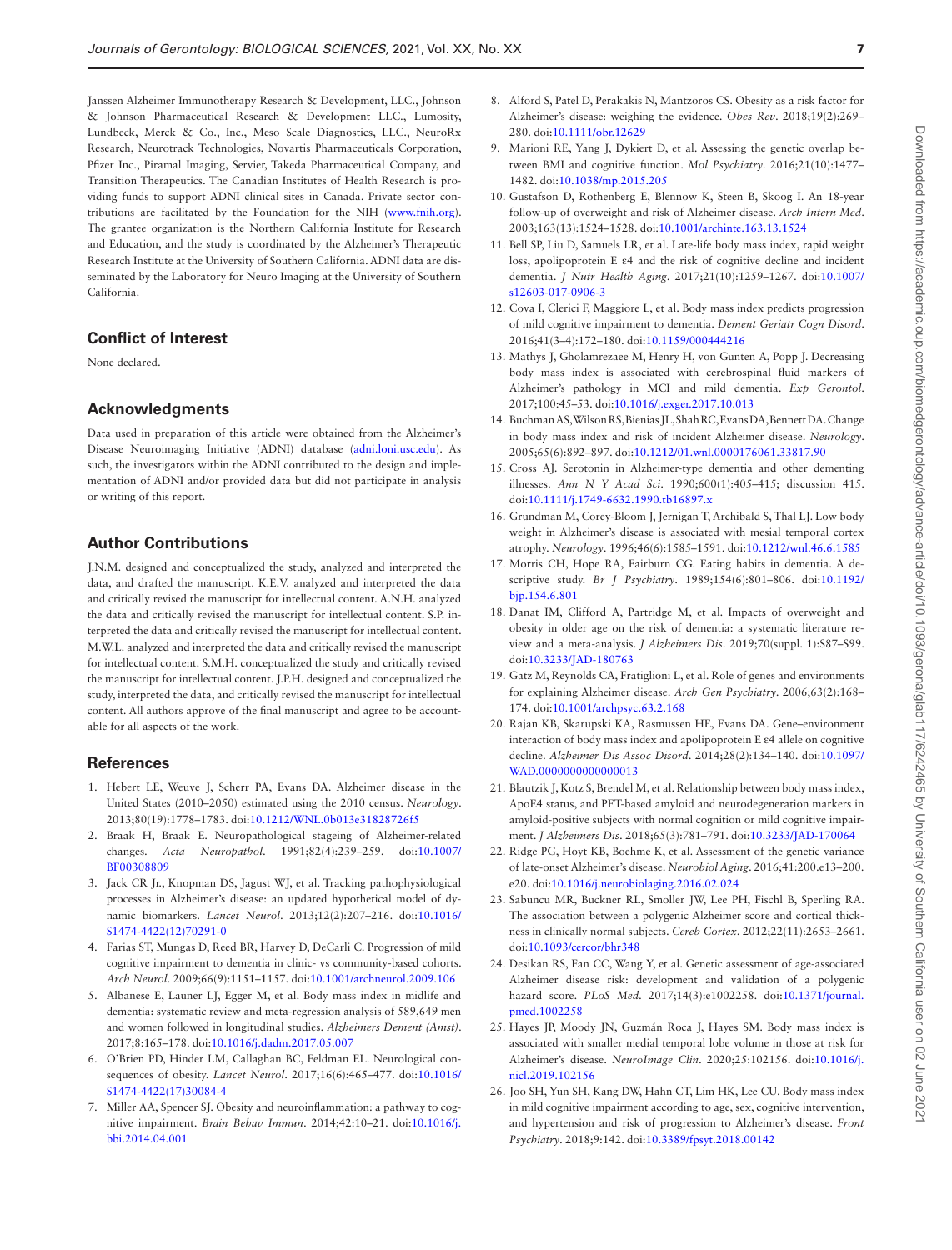Janssen Alzheimer Immunotherapy Research & Development, LLC., Johnson & Johnson Pharmaceutical Research & Development LLC., Lumosity, Lundbeck, Merck & Co., Inc., Meso Scale Diagnostics, LLC., NeuroRx Research, Neurotrack Technologies, Novartis Pharmaceuticals Corporation, Pfizer Inc., Piramal Imaging, Servier, Takeda Pharmaceutical Company, and Transition Therapeutics. The Canadian Institutes of Health Research is providing funds to support ADNI clinical sites in Canada. Private sector contributions are facilitated by the Foundation for the NIH (www.fnih.org). The grantee organization is the Northern California Institute for Research and Education, and the study is coordinated by the Alzheimer's Therapeutic Research Institute at the University of Southern California. ADNI data are disseminated by the Laboratory for Neuro Imaging at the University of Southern California.

## Conflict of Interest

None declared.

## Acknowledgments

Data used in preparation of this article were obtained from the Alzheimer's Disease Neuroimaging Initiative (ADNI) database (adni.loni.usc.edu). As such, the investigators within the ADNI contributed to the design and implementation of ADNI and/or provided data but did not participate in analysis or writing of this report.

## Author Contributions

J.N.M. designed and conceptualized the study, analyzed and interpreted the data, and drafted the manuscript. K.E.V. analyzed and interpreted the data and critically revised the manuscript for intellectual content. A.N.H. analyzed the data and critically revised the manuscript for intellectual content. S.P. interpreted the data and critically revised the manuscript for intellectual content. M.W.L. analyzed and interpreted the data and critically revised the manuscript for intellectual content. S.M.H. conceptualized the study and critically revised the manuscript for intellectual content. J.P.H. designed and conceptualized the study, interpreted the data, and critically revised the manuscript for intellectual content. All authors approve of the final manuscript and agree to be accountable for all aspects of the work.

## References

1. Hebert LE, Weuve J, Scherr PA, Evans DA. Alzheimer disease in the United States (2010–2050) estimated using the 2010 census. *Neurology*. 2013;80(19):1778–1783. doi:10.1212/WNL.0b013e31828726f5
2. Braak H, Braak E. Neuropathological stageing of Alzheimer-related changes. *Acta Neuropathol*. 1991;82(4):239–259. doi:10.1007/BF00308809
3. Jack CR Jr., Knopman DS, Jagust WJ, et al. Tracking pathophysiological processes in Alzheimer's disease: an updated hypothetical model of dynamic biomarkers. *Lancet Neurol*. 2013;12(2):207–216. doi:10.1016/S1474-4422(12)70291-0
4. Farias ST, Mungas D, Reed BR, Harvey D, DeCarli C. Progression of mild cognitive impairment to dementia in clinic- vs community-based cohorts. *Arch Neurol*. 2009;66(9):1151–1157. doi:10.1001/archneurol.2009.106
5. Albanese E, Launer LJ, Egger M, et al. Body mass index in midlife and dementia: systematic review and meta-regression analysis of 589,649 men and women followed in longitudinal studies. *Alzheimers Dement (Amst)*. 2017;8:165–178. doi:10.1016/j.dadm.2017.05.007
6. O'Brien PD, Hinder LM, Callaghan BC, Feldman EL. Neurological consequences of obesity. *Lancet Neurol*. 2017;16(6):465–477. doi:10.1016/S1474-4422(17)30084-4
7. Miller AA, Spencer SJ. Obesity and neuroinflammation: a pathway to cognitive impairment. *Brain Behav Immun*. 2014;42:10–21. doi:10.1016/j.bbi.2014.04.001
8. Alford S, Patel D, Perakakis N, Mantzoros CS. Obesity as a risk factor for Alzheimer's disease: weighing the evidence. *Obes Rev*. 2018;19(2):269–280. doi:10.1111/obr.12629
9. Marioni RE, Yang J, Dykiert D, et al. Assessing the genetic overlap between BMI and cognitive function. *Mol Psychiatry*. 2016;21(10):1477–1482. doi:10.1038/mp.2015.205
10. Gustafson D, Rothenberg E, Blennow K, Steen B, Skoog I. An 18-year follow-up of overweight and risk of Alzheimer disease. *Arch Intern Med*. 2003;163(13):1524–1528. doi:10.1001/archinte.163.13.1524
11. Bell SP, Liu D, Samuels LR, et al. Late-life body mass index, rapid weight loss, apolipoprotein E ε4 and the risk of cognitive decline and incident dementia. *J Nutr Health Aging*. 2017;21(10):1259–1267. doi:10.1007/s12603-017-0906-3
12. Cova I, Clerici F, Maggiore L, et al. Body mass index predicts progression of mild cognitive impairment to dementia. *Dement Geriatr Cogn Disord*. 2016;41(3–4):172–180. doi:10.1159/000444216
13. Mathys J, Gholamrezaee M, Henry H, von Gunten A, Popp J. Decreasing body mass index is associated with cerebrospinal fluid markers of Alzheimer's pathology in MCI and mild dementia. *Exp Gerontol*. 2017;100:45–53. doi:10.1016/j.exger.2017.10.013
14. Buchman AS, Wilson RS, Bienias JL, Shah RC, Evans DA, Bennett DA. Change in body mass index and risk of incident Alzheimer disease. *Neurology*. 2005;65(6):892–897. doi:10.1212/01.wnl.0000176061.33817.90
15. Cross AJ. Serotonin in Alzheimer-type dementia and other dementing illnesses. *Ann N Y Acad Sci*. 1990;600(1):405–415; discussion 415. doi:10.1111/j.1749-6632.1990.tb16897.x
16. Grundman M, Corey-Bloom J, Jernigan T, Archibald S, Thal LJ. Low body weight in Alzheimer's disease is associated with mesial temporal cortex atrophy. *Neurology*. 1996;46(6):1585–1591. doi:10.1212/wnl.46.6.1585
17. Morris CH, Hope RA, Fairburn CG. Eating habits in dementia. A descriptive study. *Br J Psychiatry*. 1989;154(6):801–806. doi:10.1192/bjp.154.6.801
18. Danat IM, Clifford A, Partridge M, et al. Impacts of overweight and obesity in older age on the risk of dementia: a systematic literature review and a meta-analysis. *J Alzheimers Dis*. 2019;70(suppl. 1):S87–S99. doi:10.3233/JAD-180763
19. Gatz M, Reynolds CA, Fratiglioni L, et al. Role of genes and environments for explaining Alzheimer disease. *Arch Gen Psychiatry*. 2006;63(2):168–174. doi:10.1001/archpsyc.63.2.168
20. Rajan KB, Skarupski KA, Rasmussen HE, Evans DA. Gene–environment interaction of body mass index and apolipoprotein E ε4 allele on cognitive decline. *Alzheimer Dis Assoc Disord*. 2014;28(2):134–140. doi:10.1097/WAD.0000000000000013
21. Blautzik J, Kotz S, Brendel M, et al. Relationship between body mass index, ApoE4 status, and PET-based amyloid and neurodegeneration markers in amyloid-positive subjects with normal cognition or mild cognitive impairment. *J Alzheimers Dis*. 2018;65(3):781–791. doi:10.3233/JAD-170064
22. Ridge PG, Hoyt KB, Boehme K, et al. Assessment of the genetic variance of late-onset Alzheimer's disease. *Neurobiol Aging*. 2016;41:200.e13–200.e20. doi:10.1016/j.neurobiolaging.2016.02.024
23. Sabuncu MR, Buckner RL, Smoller JW, Lee PH, Fischl B, Sperling RA. The association between a polygenic Alzheimer score and cortical thickness in clinically normal subjects. *Cereb Cortex*. 2012;22(11):2653–2661. doi:10.1093/cercor/bhr348
24. Desikan RS, Fan CC, Wang Y, et al. Genetic assessment of age-associated Alzheimer disease risk: development and validation of a polygenic hazard score. *PLoS Med*. 2017;14(3):e1002258. doi:10.1371/journal.pmed.1002258
25. Hayes JP, Moody JN, Guzmán Roca J, Hayes SM. Body mass index is associated with smaller medial temporal lobe volume in those at risk for Alzheimer's disease. *NeuroImage Clin*. 2020;25:102156. doi:10.1016/j.nicl.2019.102156
26. Joo SH, Yun SH, Kang DW, Hahn CT, Lim HK, Lee CU. Body mass index in mild cognitive impairment according to age, sex, cognitive intervention, and hypertension and risk of progression to Alzheimer's disease. *Front Psychiatry*. 2018;9:142. doi:10.3389/fpsyt.2018.00142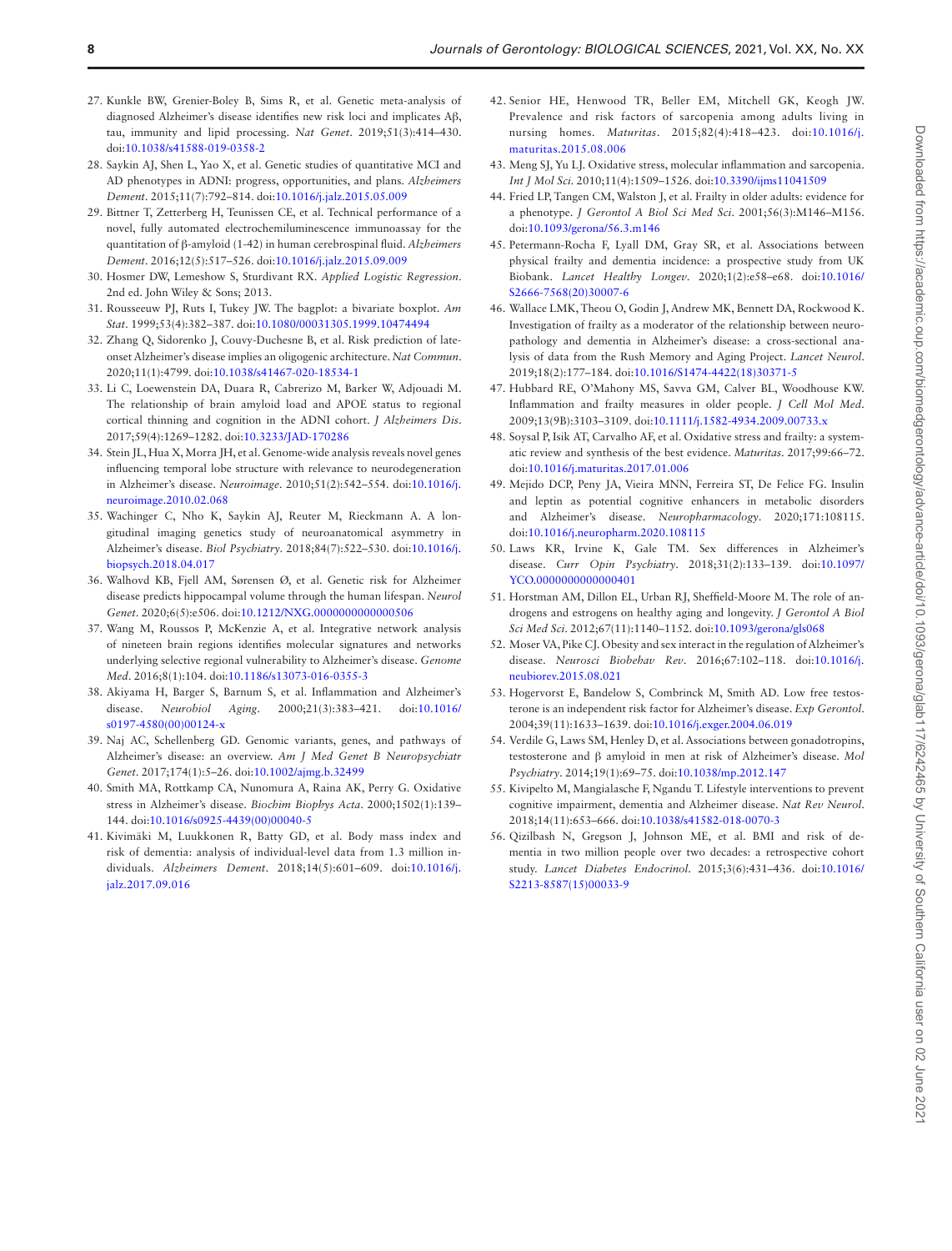27. Kunkle BW, Grenier-Boley B, Sims R, et al. Genetic meta-analysis of diagnosed Alzheimer's disease identifies new risk loci and implicates Aβ, tau, immunity and lipid processing. *Nat Genet*. 2019;51(3):414–430. doi:10.1038/s41588-019-0358-2
28. Saykin AJ, Shen L, Yao X, et al. Genetic studies of quantitative MCI and AD phenotypes in ADNI: progress, opportunities, and plans. *Alzheimers Dement*. 2015;11(7):792–814. doi:10.1016/j.jalz.2015.05.009
29. Bittner T, Zetterberg H, Teunissen CE, et al. Technical performance of a novel, fully automated electrochemiluminescence immunoassay for the quantitation of β-amyloid (1-42) in human cerebrospinal fluid. *Alzheimers Dement*. 2016;12(5):517–526. doi:10.1016/j.jalz.2015.09.009
30. Hosmer DW, Lemeshow S, Sturdivant RX. *Applied Logistic Regression*. 2nd ed. John Wiley & Sons; 2013.
31. Rousseeuw PJ, Ruts I, Tukey JW. The bagplot: a bivariate boxplot. *Am Stat*. 1999;53(4):382–387. doi:10.1080/00031305.1999.10474494
32. Zhang Q, Sidorenko J, Couvy-Duchesne B, et al. Risk prediction of late-onset Alzheimer's disease implies an oligogenic architecture. *Nat Commun*. 2020;11(1):4799. doi:10.1038/s41467-020-18534-1
33. Li C, Loewenstein DA, Duara R, Cabrerizo M, Barker W, Adjouadi M. The relationship of brain amyloid load and APOE status to regional cortical thinning and cognition in the ADNI cohort. *J Alzheimers Dis*. 2017;59(4):1269–1282. doi:10.3233/JAD-170286
34. Stein JL, Hua X, Morra JH, et al. Genome-wide analysis reveals novel genes influencing temporal lobe structure with relevance to neurodegeneration in Alzheimer's disease. *Neuroimage*. 2010;51(2):542–554. doi:10.1016/j.neuroimage.2010.02.068
35. Wachinger C, Nho K, Saykin AJ, Reuter M, Rieckmann A. A longitudinal imaging genetics study of neuroanatomical asymmetry in Alzheimer's disease. *Biol Psychiatry*. 2018;84(7):522–530. doi:10.1016/j.biopsych.2018.04.017
36. Walhovd KB, Fjell AM, Sørensen Ø, et al. Genetic risk for Alzheimer disease predicts hippocampal volume through the human lifespan. *Neurol Genet*. 2020;6(5):e506. doi:10.1212/NXG.0000000000000506
37. Wang M, Roussos P, McKenzie A, et al. Integrative network analysis of nineteen brain regions identifies molecular signatures and networks underlying selective regional vulnerability to Alzheimer's disease. *Genome Med*. 2016;8(1):104. doi:10.1186/s13073-016-0355-3
38. Akiyama H, Barger S, Barnum S, et al. Inflammation and Alzheimer's disease. *Neurobiol Aging*. 2000;21(3):383–421. doi:10.1016/s0197-4580(00)00124-x
39. Naj AC, Schellenberg GD. Genomic variants, genes, and pathways of Alzheimer's disease: an overview. *Am J Med Genet B Neuropsychiatr Genet*. 2017;174(1):5–26. doi:10.1002/ajmg.b.32499
40. Smith MA, Rottkamp CA, Nunomura A, Raina AK, Perry G. Oxidative stress in Alzheimer's disease. *Biochim Biophys Acta*. 2000;1502(1):139–144. doi:10.1016/s0925-4439(00)00040-5
41. Kivimäki M, Luukkonen R, Batty GD, et al. Body mass index and risk of dementia: analysis of individual-level data from 1.3 million individuals. *Alzheimers Dement*. 2018;14(5):601–609. doi:10.1016/j.jalz.2017.09.016
42. Senior HE, Henwood TR, Beller EM, Mitchell GK, Keogh JW. Prevalence and risk factors of sarcopenia among adults living in nursing homes. *Maturitas*. 2015;82(4):418–423. doi:10.1016/j.maturitas.2015.08.006
43. Meng SJ, Yu LJ. Oxidative stress, molecular inflammation and sarcopenia. *Int J Mol Sci*. 2010;11(4):1509–1526. doi:10.3390/ijms11041509
44. Fried LP, Tangen CM, Walston J, et al. Frailty in older adults: evidence for a phenotype. *J Gerontol A Biol Sci Med Sci*. 2001;56(3):M146–M156. doi:10.1093/gerona/56.3.m146
45. Petermann-Rocha F, Lyall DM, Gray SR, et al. Associations between physical frailty and dementia incidence: a prospective study from UK Biobank. *Lancet Healthy Longev*. 2020;1(2):e58–e68. doi:10.1016/S2666-7568(20)30007-6
46. Wallace LMK, Theou O, Godin J, Andrew MK, Bennett DA, Rockwood K. Investigation of frailty as a moderator of the relationship between neuropathology and dementia in Alzheimer's disease: a cross-sectional analysis of data from the Rush Memory and Aging Project. *Lancet Neurol*. 2019;18(2):177–184. doi:10.1016/S1474-4422(18)30371-5
47. Hubbard RE, O'Mahony MS, Savva GM, Calver BL, Woodhouse KW. Inflammation and frailty measures in older people. *J Cell Mol Med*. 2009;13(9B):3103–3109. doi:10.1111/j.1582-4934.2009.00733.x
48. Soysal P, Isik AT, Carvalho AF, et al. Oxidative stress and frailty: a systematic review and synthesis of the best evidence. *Maturitas*. 2017;99:66–72. doi:10.1016/j.maturitas.2017.01.006
49. Mejido DCP, Peny JA, Vieira MNN, Ferreira ST, De Felice FG. Insulin and leptin as potential cognitive enhancers in metabolic disorders and Alzheimer's disease. *Neuropharmacology*. 2020;171:108115. doi:10.1016/j.neuropharm.2020.108115
50. Laws KR, Irvine K, Gale TM. Sex differences in Alzheimer's disease. *Curr Opin Psychiatry*. 2018;31(2):133–139. doi:10.1097/YCO.0000000000000401
51. Horstman AM, Dillon EL, Urban RJ, Sheffield-Moore M. The role of androgens and estrogens on healthy aging and longevity. *J Gerontol A Biol Sci Med Sci*. 2012;67(11):1140–1152. doi:10.1093/gerona/gls068
52. Moser VA, Pike CJ. Obesity and sex interact in the regulation of Alzheimer's disease. *Neurosci Biobehav Rev*. 2016;67:102–118. doi:10.1016/j.neubiorev.2015.08.021
53. Hogervorst E, Bandelow S, Combrinck M, Smith AD. Low free testosterone is an independent risk factor for Alzheimer's disease. *Exp Gerontol*. 2004;39(11):1633–1639. doi:10.1016/j.exger.2004.06.019
54. Verdile G, Laws SM, Henley D, et al. Associations between gonadotropins, testosterone and β amyloid in men at risk of Alzheimer's disease. *Mol Psychiatry*. 2014;19(1):69–75. doi:10.1038/mp.2012.147
55. Kivipelto M, Mangialasche F, Ngandu T. Lifestyle interventions to prevent cognitive impairment, dementia and Alzheimer disease. *Nat Rev Neurol*. 2018;14(11):653–666. doi:10.1038/s41582-018-0070-3
56. Qizilbash N, Gregson J, Johnson ME, et al. BMI and risk of dementia in two million people over two decades: a retrospective cohort study. *Lancet Diabetes Endocrinol*. 2015;3(6):431–436. doi:10.1016/S2213-8587(15)00033-9